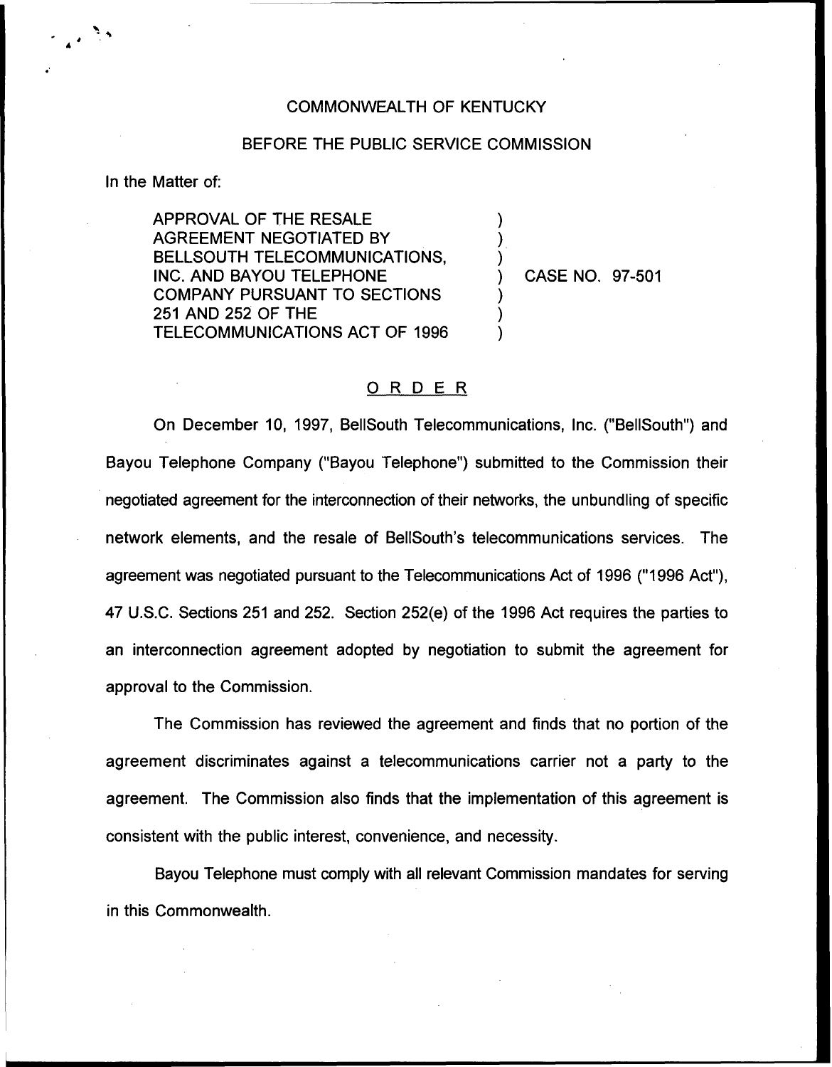COMMONWEALTH OF KENTUCKY

BEFORE THE PUBLIC SERVICE COMMISSION

In the Matter of:

| | | |
|---|---|---|
| APPROVAL OF THE RESALE AGREEMENT NEGOTIATED BY BELLSOUTH TELECOMMUNICATIONS, INC. AND BAYOU TELEPHONE COMPANY PURSUANT TO SECTIONS 251 AND 252 OF THE TELECOMMUNICATIONS ACT OF 1996 | ) | CASE NO. 97-501 |

## ORDER

On December 10, 1997, BellSouth Telecommunications, Inc. ("BellSouth") and Bayou Telephone Company ("Bayou Telephone") submitted to the Commission their negotiated agreement for the interconnection of their networks, the unbundling of specific network elements, and the resale of BellSouth's telecommunications services. The agreement was negotiated pursuant to the Telecommunications Act of 1996 ("1996 Act"), 47 U.S.C. Sections 251 and 252. Section 252(e) of the 1996 Act requires the parties to an interconnection agreement adopted by negotiation to submit the agreement for approval to the Commission.

The Commission has reviewed the agreement and finds that no portion of the agreement discriminates against a telecommunications carrier not a party to the agreement. The Commission also finds that the implementation of this agreement is consistent with the public interest, convenience, and necessity.

Bayou Telephone must comply with all relevant Commission mandates for serving in this Commonwealth.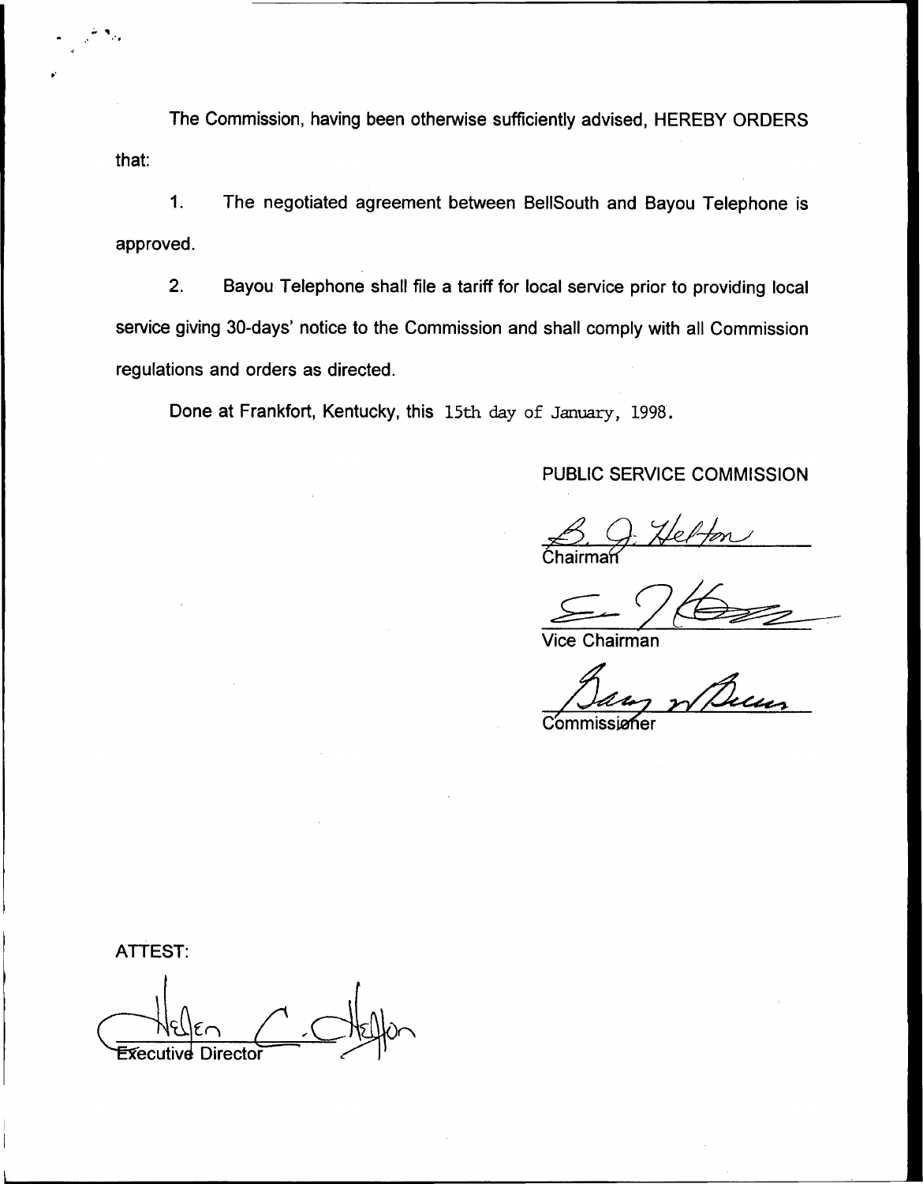The Commission, having been otherwise sufficiently advised, HEREBY ORDERS that:

1. The negotiated agreement between BellSouth and Bayou Telephone is approved.

2. Bayou Telephone shall file a tariff for local service prior to providing local service giving 30-days' notice to the Commission and shall comply with all Commission regulations and orders as directed.

Done at Frankfort, Kentucky, this 15th day of January, 1998.

PUBLIC SERVICE COMMISSION

Chairman

Vice Chairman

Commissioner

ATTEST:

Executive Director